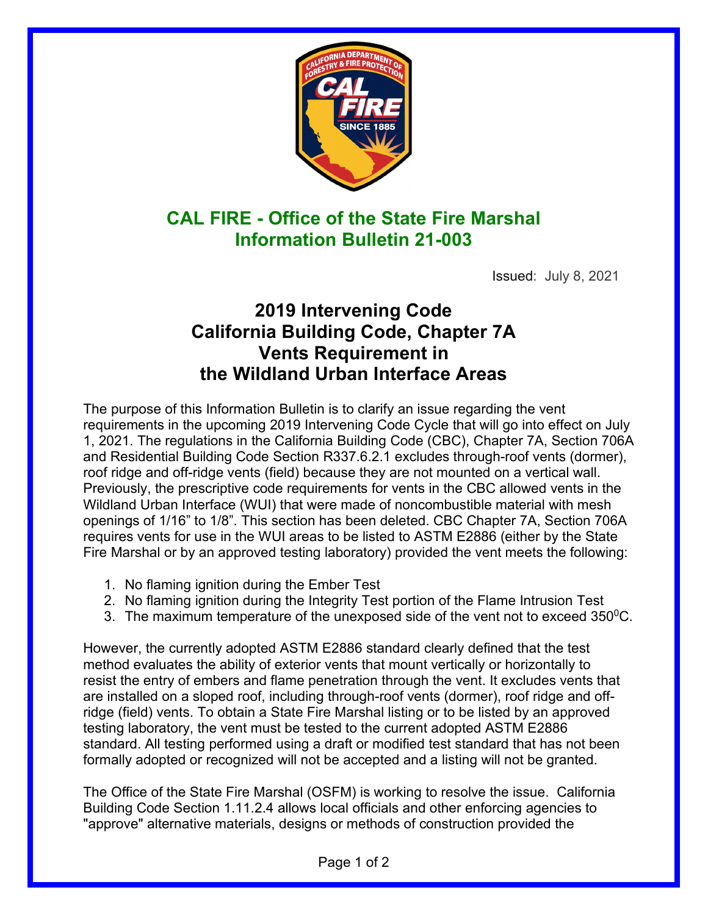# CAL FIRE - Office of the State Fire Marshal
# Information Bulletin 21-003

Issued: July 8, 2021

## 2019 Intervening Code
## California Building Code, Chapter 7A
## Vents Requirement in the Wildland Urban Interface Areas

The purpose of this Information Bulletin is to clarify an issue regarding the vent requirements in the upcoming 2019 Intervening Code Cycle that will go into effect on July 1, 2021. The regulations in the California Building Code (CBC), Chapter 7A, Section 706A and Residential Building Code Section R337.6.2.1 excludes through-roof vents (dormer), roof ridge and off-ridge vents (field) because they are not mounted on a vertical wall. Previously, the prescriptive code requirements for vents in the CBC allowed vents in the Wildland Urban Interface (WUI) that were made of noncombustible material with mesh openings of 1/16" to 1/8". This section has been deleted. CBC Chapter 7A, Section 706A requires vents for use in the WUI areas to be listed to ASTM E2886 (either by the State Fire Marshal or by an approved testing laboratory) provided the vent meets the following:

1. No flaming ignition during the Ember Test
2. No flaming ignition during the Integrity Test portion of the Flame Intrusion Test
3. The maximum temperature of the unexposed side of the vent not to exceed $350^{0}$C.

However, the currently adopted ASTM E2886 standard clearly defined that the test method evaluates the ability of exterior vents that mount vertically or horizontally to resist the entry of embers and flame penetration through the vent. It excludes vents that are installed on a sloped roof, including through-roof vents (dormer), roof ridge and off-ridge (field) vents. To obtain a State Fire Marshal listing or to be listed by an approved testing laboratory, the vent must be tested to the current adopted ASTM E2886 standard. All testing performed using a draft or modified test standard that has not been formally adopted or recognized will not be accepted and a listing will not be granted.

The Office of the State Fire Marshal (OSFM) is working to resolve the issue. California Building Code Section 1.11.2.4 allows local officials and other enforcing agencies to "approve" alternative materials, designs or methods of construction provided the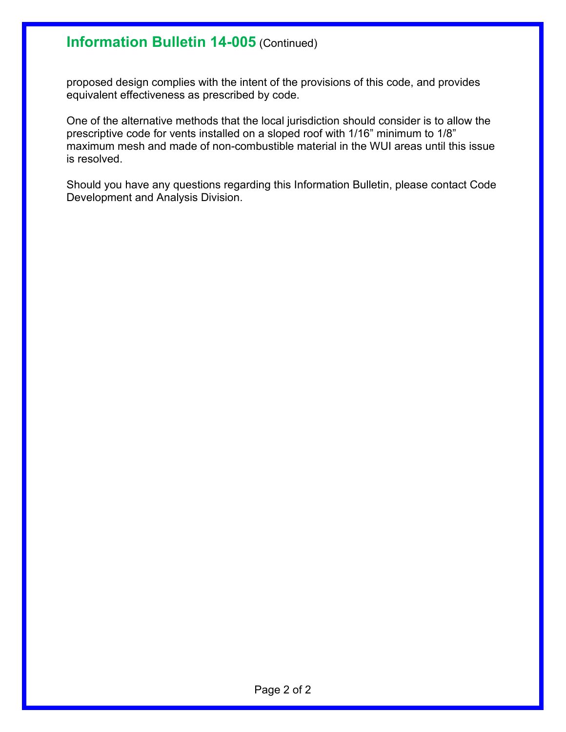proposed design complies with the intent of the provisions of this code, and provides equivalent effectiveness as prescribed by code.

One of the alternative methods that the local jurisdiction should consider is to allow the prescriptive code for vents installed on a sloped roof with 1/16" minimum to 1/8" maximum mesh and made of non-combustible material in the WUI areas until this issue is resolved.

Should you have any questions regarding this Information Bulletin, please contact Code Development and Analysis Division.